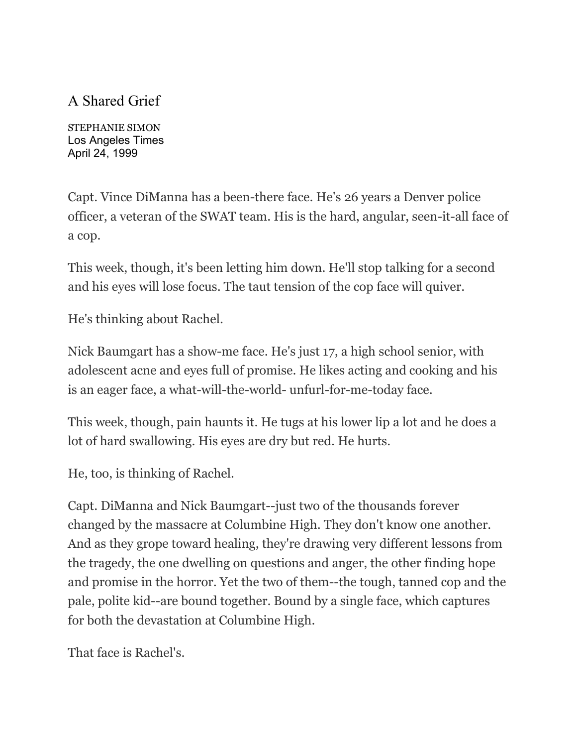# A Shared Grief

STEPHANIE SIMON
Los Angeles Times
April 24, 1999

Capt. Vince DiManna has a been-there face. He's 26 years a Denver police officer, a veteran of the SWAT team. His is the hard, angular, seen-it-all face of a cop.

This week, though, it's been letting him down. He'll stop talking for a second and his eyes will lose focus. The taut tension of the cop face will quiver.

He's thinking about Rachel.

Nick Baumgart has a show-me face. He's just 17, a high school senior, with adolescent acne and eyes full of promise. He likes acting and cooking and his is an eager face, a what-will-the-world- unfurl-for-me-today face.

This week, though, pain haunts it. He tugs at his lower lip a lot and he does a lot of hard swallowing. His eyes are dry but red. He hurts.

He, too, is thinking of Rachel.

Capt. DiManna and Nick Baumgart--just two of the thousands forever changed by the massacre at Columbine High. They don't know one another. And as they grope toward healing, they're drawing very different lessons from the tragedy, the one dwelling on questions and anger, the other finding hope and promise in the horror. Yet the two of them--the tough, tanned cop and the pale, polite kid--are bound together. Bound by a single face, which captures for both the devastation at Columbine High.

That face is Rachel's.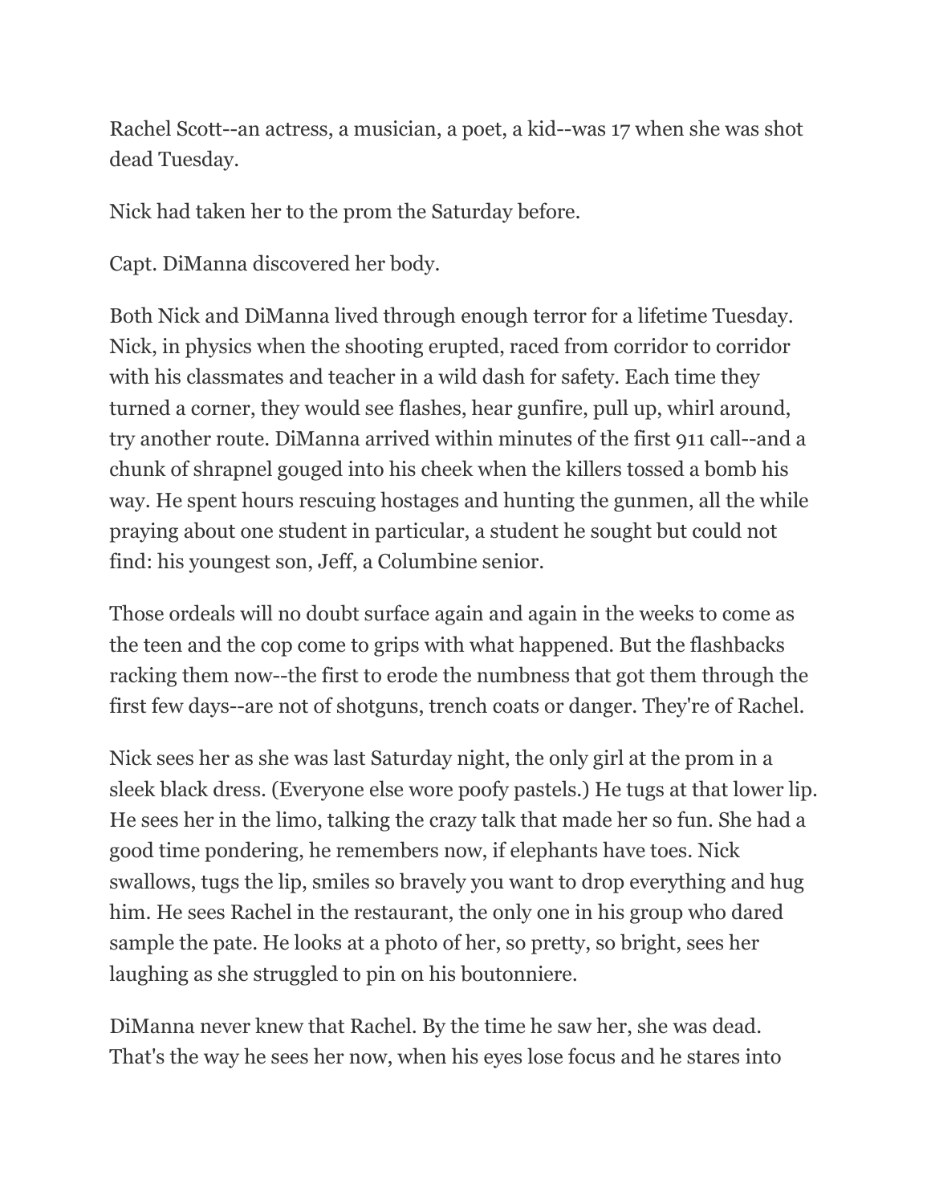Rachel Scott--an actress, a musician, a poet, a kid--was 17 when she was shot dead Tuesday.

Nick had taken her to the prom the Saturday before.

Capt. DiManna discovered her body.

Both Nick and DiManna lived through enough terror for a lifetime Tuesday. Nick, in physics when the shooting erupted, raced from corridor to corridor with his classmates and teacher in a wild dash for safety. Each time they turned a corner, they would see flashes, hear gunfire, pull up, whirl around, try another route. DiManna arrived within minutes of the first 911 call--and a chunk of shrapnel gouged into his cheek when the killers tossed a bomb his way. He spent hours rescuing hostages and hunting the gunmen, all the while praying about one student in particular, a student he sought but could not find: his youngest son, Jeff, a Columbine senior.

Those ordeals will no doubt surface again and again in the weeks to come as the teen and the cop come to grips with what happened. But the flashbacks racking them now--the first to erode the numbness that got them through the first few days--are not of shotguns, trench coats or danger. They're of Rachel.

Nick sees her as she was last Saturday night, the only girl at the prom in a sleek black dress. (Everyone else wore poofy pastels.) He tugs at that lower lip. He sees her in the limo, talking the crazy talk that made her so fun. She had a good time pondering, he remembers now, if elephants have toes. Nick swallows, tugs the lip, smiles so bravely you want to drop everything and hug him. He sees Rachel in the restaurant, the only one in his group who dared sample the pate. He looks at a photo of her, so pretty, so bright, sees her laughing as she struggled to pin on his boutonniere.

DiManna never knew that Rachel. By the time he saw her, she was dead. That's the way he sees her now, when his eyes lose focus and he stares into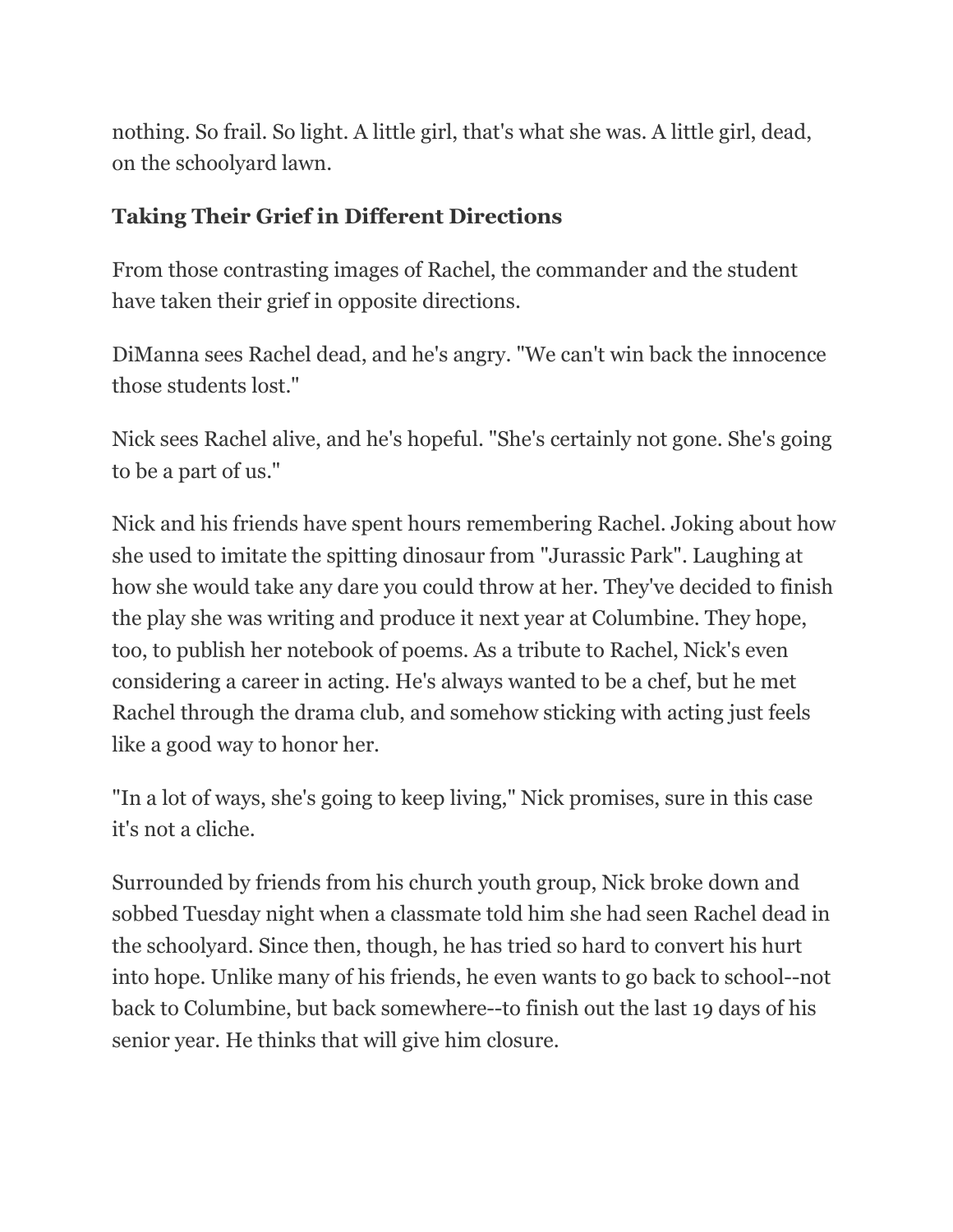nothing. So frail. So light. A little girl, that's what she was. A little girl, dead, on the schoolyard lawn.

**Taking Their Grief in Different Directions**

From those contrasting images of Rachel, the commander and the student have taken their grief in opposite directions.

DiManna sees Rachel dead, and he's angry. "We can't win back the innocence those students lost."

Nick sees Rachel alive, and he's hopeful. "She's certainly not gone. She's going to be a part of us."

Nick and his friends have spent hours remembering Rachel. Joking about how she used to imitate the spitting dinosaur from "Jurassic Park". Laughing at how she would take any dare you could throw at her. They've decided to finish the play she was writing and produce it next year at Columbine. They hope, too, to publish her notebook of poems. As a tribute to Rachel, Nick's even considering a career in acting. He's always wanted to be a chef, but he met Rachel through the drama club, and somehow sticking with acting just feels like a good way to honor her.

"In a lot of ways, she's going to keep living," Nick promises, sure in this case it's not a cliche.

Surrounded by friends from his church youth group, Nick broke down and sobbed Tuesday night when a classmate told him she had seen Rachel dead in the schoolyard. Since then, though, he has tried so hard to convert his hurt into hope. Unlike many of his friends, he even wants to go back to school--not back to Columbine, but back somewhere--to finish out the last 19 days of his senior year. He thinks that will give him closure.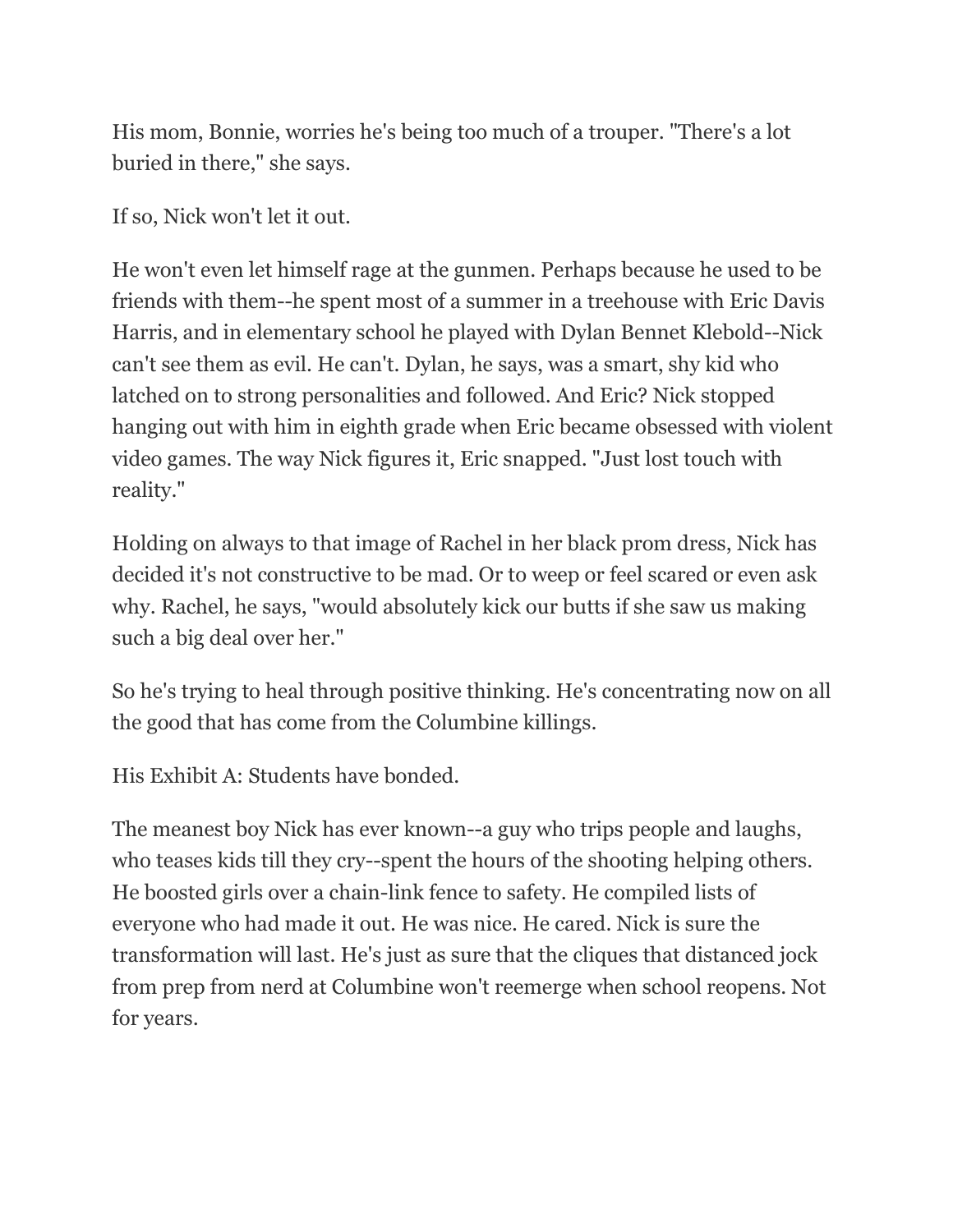His mom, Bonnie, worries he's being too much of a trouper. "There's a lot buried in there," she says.

If so, Nick won't let it out.

He won't even let himself rage at the gunmen. Perhaps because he used to be friends with them--he spent most of a summer in a treehouse with Eric Davis Harris, and in elementary school he played with Dylan Bennet Klebold--Nick can't see them as evil. He can't. Dylan, he says, was a smart, shy kid who latched on to strong personalities and followed. And Eric? Nick stopped hanging out with him in eighth grade when Eric became obsessed with violent video games. The way Nick figures it, Eric snapped. "Just lost touch with reality."

Holding on always to that image of Rachel in her black prom dress, Nick has decided it's not constructive to be mad. Or to weep or feel scared or even ask why. Rachel, he says, "would absolutely kick our butts if she saw us making such a big deal over her."

So he's trying to heal through positive thinking. He's concentrating now on all the good that has come from the Columbine killings.

His Exhibit A: Students have bonded.

The meanest boy Nick has ever known--a guy who trips people and laughs, who teases kids till they cry--spent the hours of the shooting helping others. He boosted girls over a chain-link fence to safety. He compiled lists of everyone who had made it out. He was nice. He cared. Nick is sure the transformation will last. He's just as sure that the cliques that distanced jock from prep from nerd at Columbine won't reemerge when school reopens. Not for years.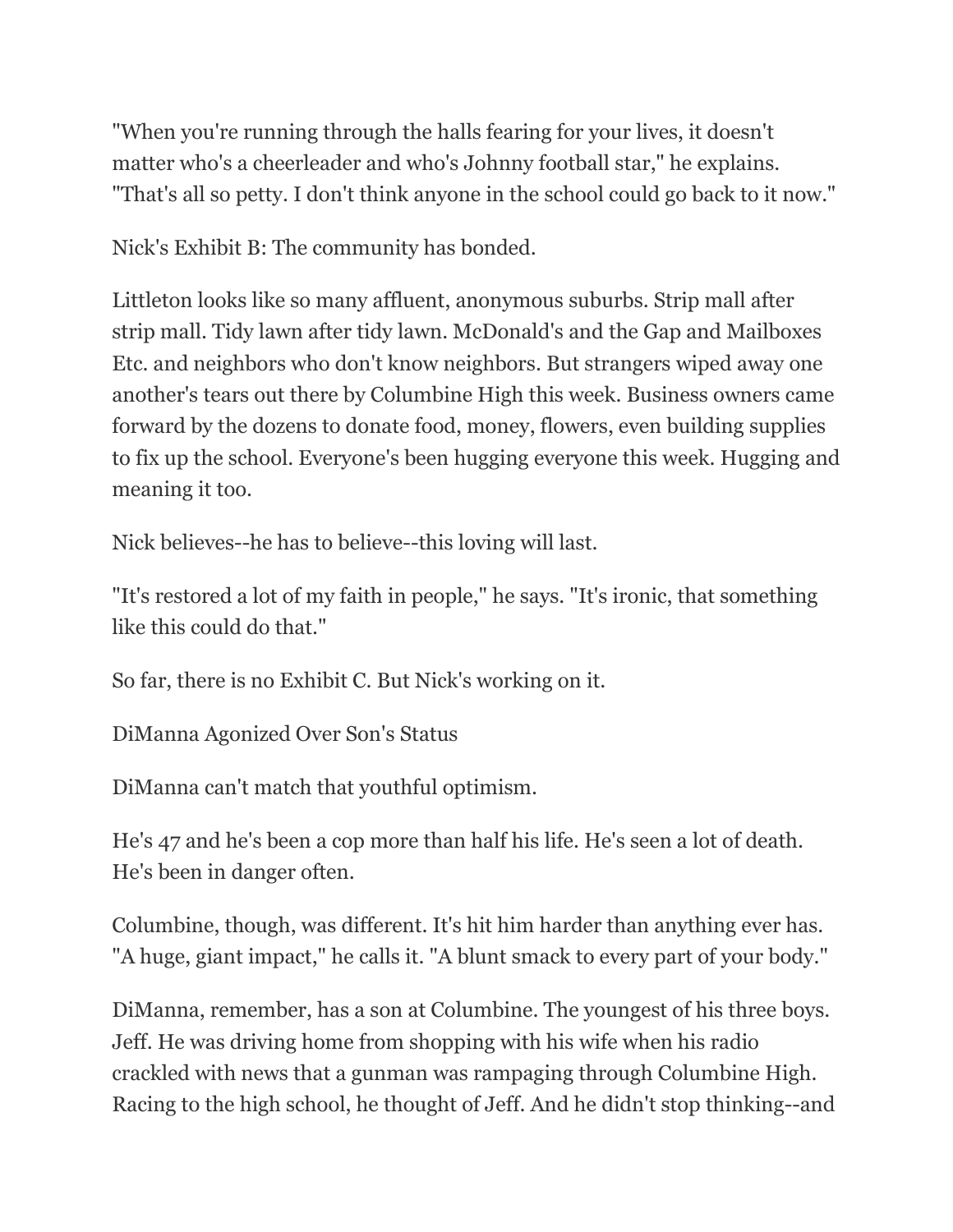"When you're running through the halls fearing for your lives, it doesn't matter who's a cheerleader and who's Johnny football star," he explains. "That's all so petty. I don't think anyone in the school could go back to it now."

Nick's Exhibit B: The community has bonded.

Littleton looks like so many affluent, anonymous suburbs. Strip mall after strip mall. Tidy lawn after tidy lawn. McDonald's and the Gap and Mailboxes Etc. and neighbors who don't know neighbors. But strangers wiped away one another's tears out there by Columbine High this week. Business owners came forward by the dozens to donate food, money, flowers, even building supplies to fix up the school. Everyone's been hugging everyone this week. Hugging and meaning it too.

Nick believes--he has to believe--this loving will last.

"It's restored a lot of my faith in people," he says. "It's ironic, that something like this could do that."

So far, there is no Exhibit C. But Nick's working on it.

## DiManna Agonized Over Son's Status

DiManna can't match that youthful optimism.

He's 47 and he's been a cop more than half his life. He's seen a lot of death. He's been in danger often.

Columbine, though, was different. It's hit him harder than anything ever has. "A huge, giant impact," he calls it. "A blunt smack to every part of your body."

DiManna, remember, has a son at Columbine. The youngest of his three boys. Jeff. He was driving home from shopping with his wife when his radio crackled with news that a gunman was rampaging through Columbine High. Racing to the high school, he thought of Jeff. And he didn't stop thinking--and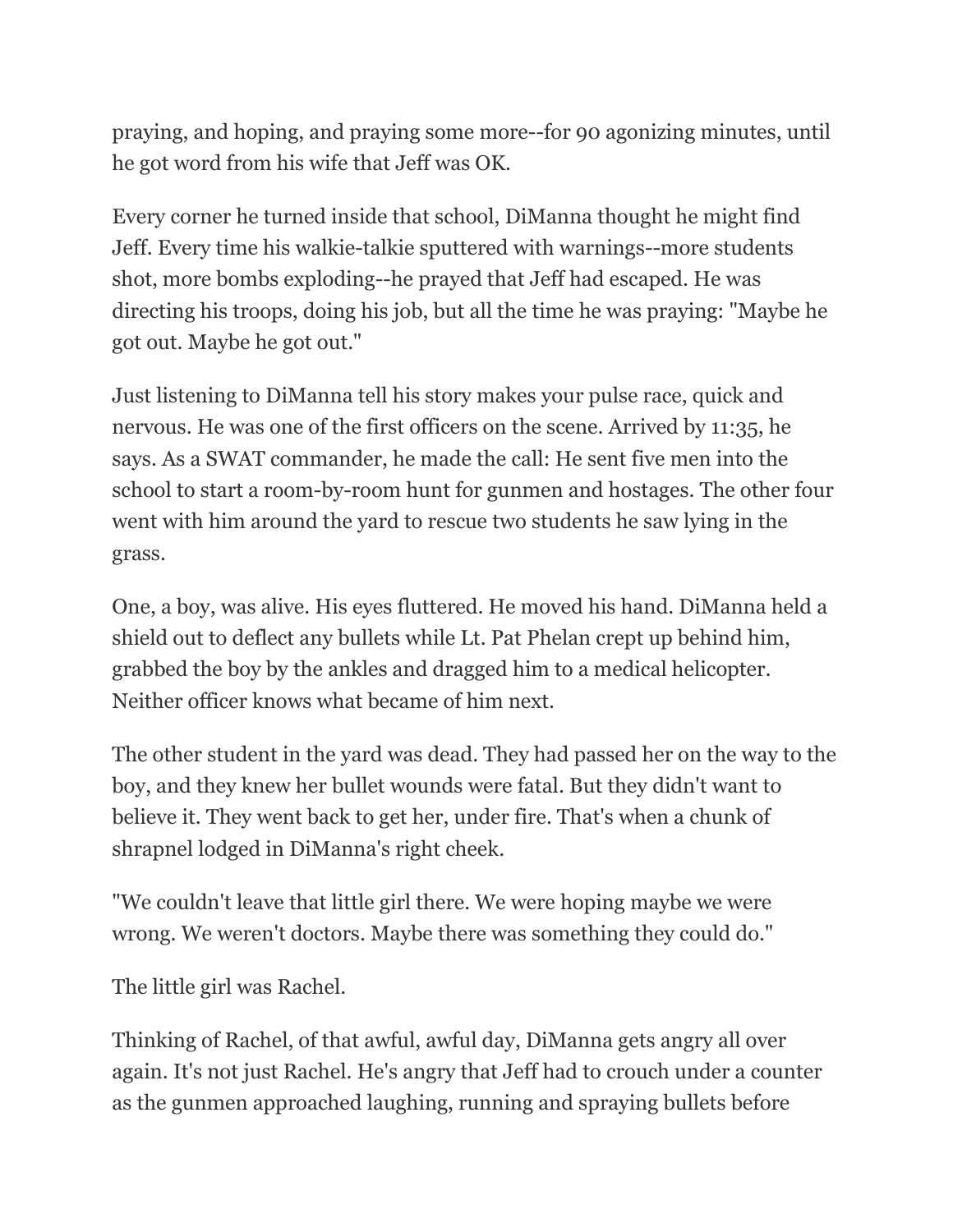praying, and hoping, and praying some more--for 90 agonizing minutes, until he got word from his wife that Jeff was OK.

Every corner he turned inside that school, DiManna thought he might find Jeff. Every time his walkie-talkie sputtered with warnings--more students shot, more bombs exploding--he prayed that Jeff had escaped. He was directing his troops, doing his job, but all the time he was praying: "Maybe he got out. Maybe he got out."

Just listening to DiManna tell his story makes your pulse race, quick and nervous. He was one of the first officers on the scene. Arrived by 11:35, he says. As a SWAT commander, he made the call: He sent five men into the school to start a room-by-room hunt for gunmen and hostages. The other four went with him around the yard to rescue two students he saw lying in the grass.

One, a boy, was alive. His eyes fluttered. He moved his hand. DiManna held a shield out to deflect any bullets while Lt. Pat Phelan crept up behind him, grabbed the boy by the ankles and dragged him to a medical helicopter. Neither officer knows what became of him next.

The other student in the yard was dead. They had passed her on the way to the boy, and they knew her bullet wounds were fatal. But they didn't want to believe it. They went back to get her, under fire. That's when a chunk of shrapnel lodged in DiManna's right cheek.

"We couldn't leave that little girl there. We were hoping maybe we were wrong. We weren't doctors. Maybe there was something they could do."

The little girl was Rachel.

Thinking of Rachel, of that awful, awful day, DiManna gets angry all over again. It's not just Rachel. He's angry that Jeff had to crouch under a counter as the gunmen approached laughing, running and spraying bullets before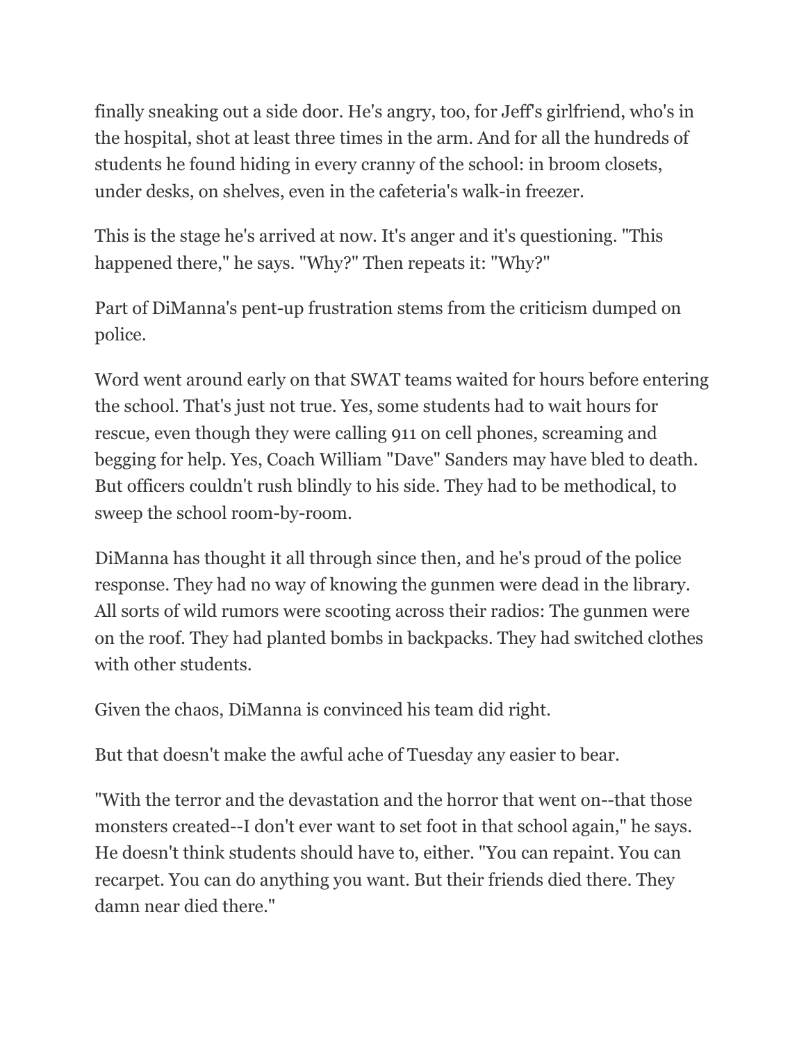finally sneaking out a side door. He's angry, too, for Jeff's girlfriend, who's in the hospital, shot at least three times in the arm. And for all the hundreds of students he found hiding in every cranny of the school: in broom closets, under desks, on shelves, even in the cafeteria's walk-in freezer.

This is the stage he's arrived at now. It's anger and it's questioning. "This happened there," he says. "Why?" Then repeats it: "Why?"

Part of DiManna's pent-up frustration stems from the criticism dumped on police.

Word went around early on that SWAT teams waited for hours before entering the school. That's just not true. Yes, some students had to wait hours for rescue, even though they were calling 911 on cell phones, screaming and begging for help. Yes, Coach William "Dave" Sanders may have bled to death. But officers couldn't rush blindly to his side. They had to be methodical, to sweep the school room-by-room.

DiManna has thought it all through since then, and he's proud of the police response. They had no way of knowing the gunmen were dead in the library. All sorts of wild rumors were scooting across their radios: The gunmen were on the roof. They had planted bombs in backpacks. They had switched clothes with other students.

Given the chaos, DiManna is convinced his team did right.

But that doesn't make the awful ache of Tuesday any easier to bear.

"With the terror and the devastation and the horror that went on--that those monsters created--I don't ever want to set foot in that school again," he says. He doesn't think students should have to, either. "You can repaint. You can recarpet. You can do anything you want. But their friends died there. They damn near died there."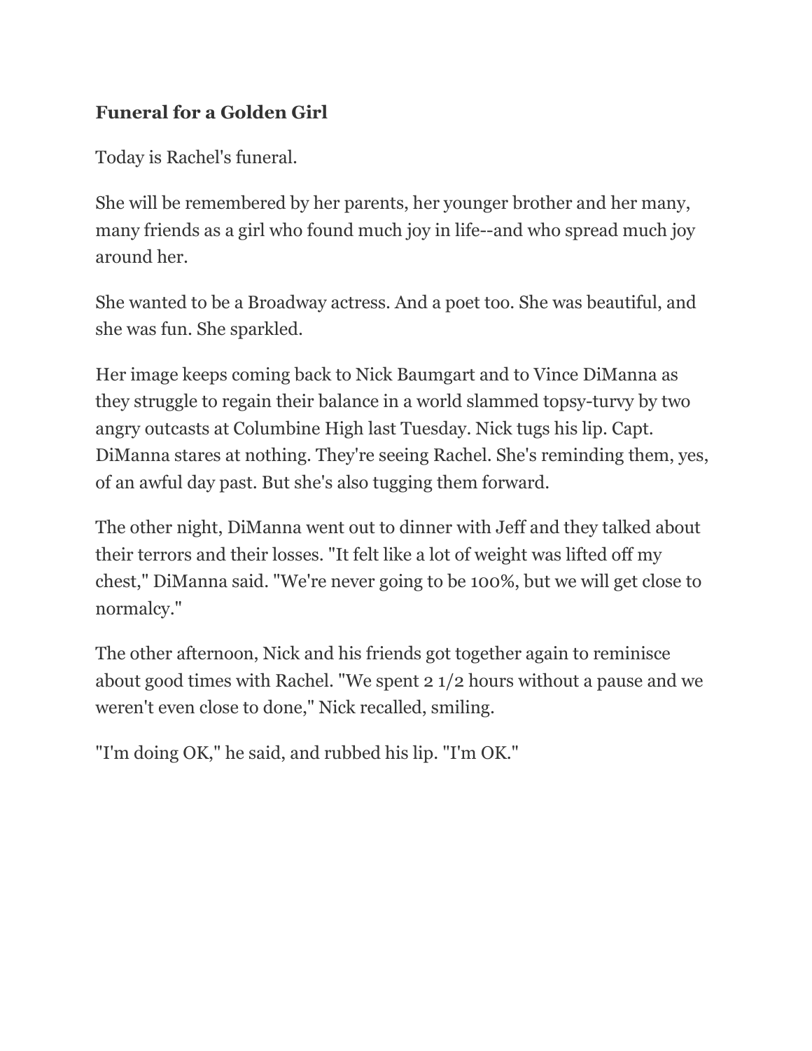**Funeral for a Golden Girl**

Today is Rachel's funeral.

She will be remembered by her parents, her younger brother and her many, many friends as a girl who found much joy in life--and who spread much joy around her.

She wanted to be a Broadway actress. And a poet too. She was beautiful, and she was fun. She sparkled.

Her image keeps coming back to Nick Baumgart and to Vince DiManna as they struggle to regain their balance in a world slammed topsy-turvy by two angry outcasts at Columbine High last Tuesday. Nick tugs his lip. Capt. DiManna stares at nothing. They're seeing Rachel. She's reminding them, yes, of an awful day past. But she's also tugging them forward.

The other night, DiManna went out to dinner with Jeff and they talked about their terrors and their losses. "It felt like a lot of weight was lifted off my chest," DiManna said. "We're never going to be 100%, but we will get close to normalcy."

The other afternoon, Nick and his friends got together again to reminisce about good times with Rachel. "We spent 2 1/2 hours without a pause and we weren't even close to done," Nick recalled, smiling.

"I'm doing OK," he said, and rubbed his lip. "I'm OK."